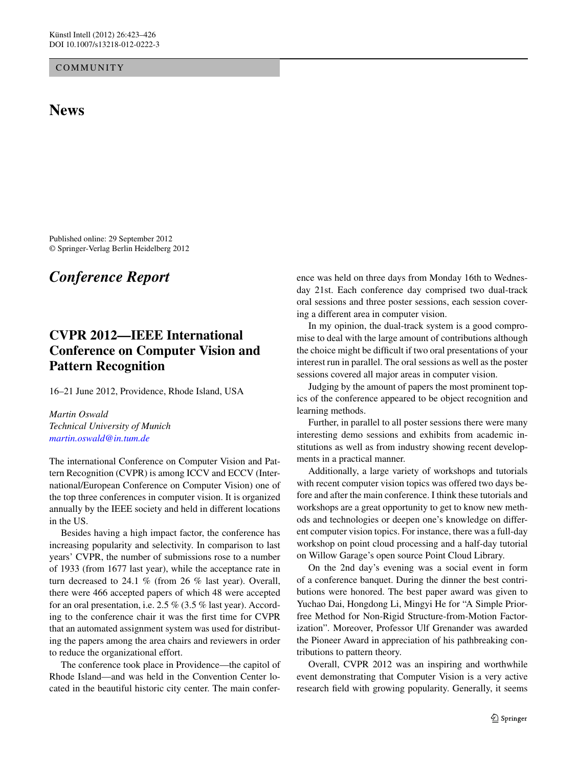COMMUNITY

# News

Published online: 29 September 2012
© Springer-Verlag Berlin Heidelberg 2012

## *Conference Report*

### CVPR 2012—IEEE International Conference on Computer Vision and Pattern Recognition

16–21 June 2012, Providence, Rhode Island, USA

*Martin Oswald*
*Technical University of Munich*
*martin.oswald@in.tum.de*

The international Conference on Computer Vision and Pattern Recognition (CVPR) is among ICCV and ECCV (International/European Conference on Computer Vision) one of the top three conferences in computer vision. It is organized annually by the IEEE society and held in different locations in the US.

Besides having a high impact factor, the conference has increasing popularity and selectivity. In comparison to last years' CVPR, the number of submissions rose to a number of 1933 (from 1677 last year), while the acceptance rate in turn decreased to 24.1 % (from 26 % last year). Overall, there were 466 accepted papers of which 48 were accepted for an oral presentation, i.e. 2.5 % (3.5 % last year). According to the conference chair it was the first time for CVPR that an automated assignment system was used for distributing the papers among the area chairs and reviewers in order to reduce the organizational effort.

The conference took place in Providence—the capitol of Rhode Island—and was held in the Convention Center located in the beautiful historic city center. The main conference was held on three days from Monday 16th to Wednesday 21st. Each conference day comprised two dual-track oral sessions and three poster sessions, each session covering a different area in computer vision.

In my opinion, the dual-track system is a good compromise to deal with the large amount of contributions although the choice might be difficult if two oral presentations of your interest run in parallel. The oral sessions as well as the poster sessions covered all major areas in computer vision.

Judging by the amount of papers the most prominent topics of the conference appeared to be object recognition and learning methods.

Further, in parallel to all poster sessions there were many interesting demo sessions and exhibits from academic institutions as well as from industry showing recent developments in a practical manner.

Additionally, a large variety of workshops and tutorials with recent computer vision topics was offered two days before and after the main conference. I think these tutorials and workshops are a great opportunity to get to know new methods and technologies or deepen one's knowledge on different computer vision topics. For instance, there was a full-day workshop on point cloud processing and a half-day tutorial on Willow Garage's open source Point Cloud Library.

On the 2nd day's evening was a social event in form of a conference banquet. During the dinner the best contributions were honored. The best paper award was given to Yuchao Dai, Hongdong Li, Mingyi He for "A Simple Prior-free Method for Non-Rigid Structure-from-Motion Factorization". Moreover, Professor Ulf Grenander was awarded the Pioneer Award in appreciation of his pathbreaking contributions to pattern theory.

Overall, CVPR 2012 was an inspiring and worthwhile event demonstrating that Computer Vision is a very active research field with growing popularity. Generally, it seems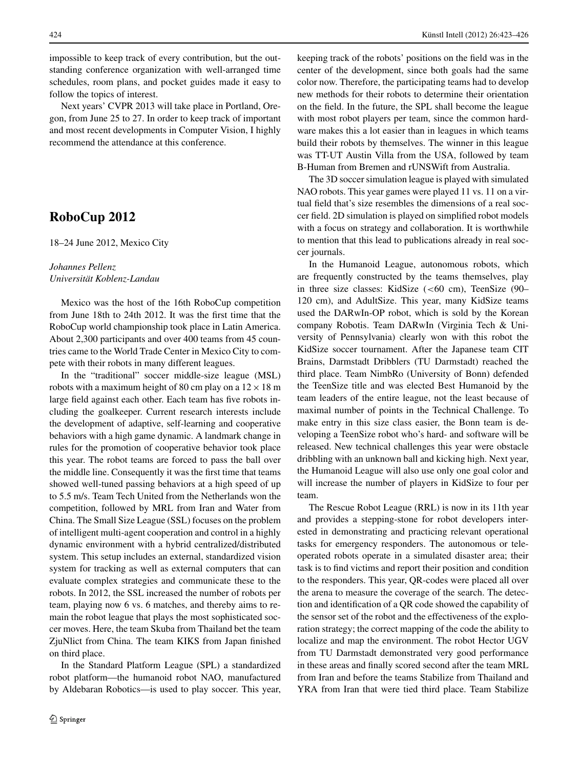impossible to keep track of every contribution, but the outstanding conference organization with well-arranged time schedules, room plans, and pocket guides made it easy to follow the topics of interest.

Next years' CVPR 2013 will take place in Portland, Oregon, from June 25 to 27. In order to keep track of important and most recent developments in Computer Vision, I highly recommend the attendance at this conference.

## RoboCup 2012

18–24 June 2012, Mexico City

*Johannes Pellenz*
*Universität Koblenz-Landau*

Mexico was the host of the 16th RoboCup competition from June 18th to 24th 2012. It was the first time that the RoboCup world championship took place in Latin America. About 2,300 participants and over 400 teams from 45 countries came to the World Trade Center in Mexico City to compete with their robots in many different leagues.

In the "traditional" soccer middle-size league (MSL) robots with a maximum height of 80 cm play on a $12 \times 18$ m large field against each other. Each team has five robots including the goalkeeper. Current research interests include the development of adaptive, self-learning and cooperative behaviors with a high game dynamic. A landmark change in rules for the promotion of cooperative behavior took place this year. The robot teams are forced to pass the ball over the middle line. Consequently it was the first time that teams showed well-tuned passing behaviors at a high speed of up to 5.5 m/s. Team Tech United from the Netherlands won the competition, followed by MRL from Iran and Water from China. The Small Size League (SSL) focuses on the problem of intelligent multi-agent cooperation and control in a highly dynamic environment with a hybrid centralized/distributed system. This setup includes an external, standardized vision system for tracking as well as external computers that can evaluate complex strategies and communicate these to the robots. In 2012, the SSL increased the number of robots per team, playing now 6 vs. 6 matches, and thereby aims to remain the robot league that plays the most sophisticated soccer moves. Here, the team Skuba from Thailand bet the team ZjuNlict from China. The team KIKS from Japan finished on third place.

In the Standard Platform League (SPL) a standardized robot platform—the humanoid robot NAO, manufactured by Aldebaran Robotics—is used to play soccer. This year, keeping track of the robots' positions on the field was in the center of the development, since both goals had the same color now. Therefore, the participating teams had to develop new methods for their robots to determine their orientation on the field. In the future, the SPL shall become the league with most robot players per team, since the common hardware makes this a lot easier than in leagues in which teams build their robots by themselves. The winner in this league was TT-UT Austin Villa from the USA, followed by team B-Human from Bremen and rUNSWift from Australia.

The 3D soccer simulation league is played with simulated NAO robots. This year games were played 11 vs. 11 on a virtual field that's size resembles the dimensions of a real soccer field. 2D simulation is played on simplified robot models with a focus on strategy and collaboration. It is worthwhile to mention that this lead to publications already in real soccer journals.

In the Humanoid League, autonomous robots, which are frequently constructed by the teams themselves, play in three size classes: KidSize (<60 cm), TeenSize (90–120 cm), and AdultSize. This year, many KidSize teams used the DARwIn-OP robot, which is sold by the Korean company Robotis. Team DARwIn (Virginia Tech & University of Pennsylvania) clearly won with this robot the KidSize soccer tournament. After the Japanese team CIT Brains, Darmstadt Dribblers (TU Darmstadt) reached the third place. Team NimbRo (University of Bonn) defended the TeenSize title and was elected Best Humanoid by the team leaders of the entire league, not the least because of maximal number of points in the Technical Challenge. To make entry in this size class easier, the Bonn team is developing a TeenSize robot who's hard- and software will be released. New technical challenges this year were obstacle dribbling with an unknown ball and kicking high. Next year, the Humanoid League will also use only one goal color and will increase the number of players in KidSize to four per team.

The Rescue Robot League (RRL) is now in its 11th year and provides a stepping-stone for robot developers interested in demonstrating and practicing relevant operational tasks for emergency responders. The autonomous or teleoperated robots operate in a simulated disaster area; their task is to find victims and report their position and condition to the responders. This year, QR-codes were placed all over the arena to measure the coverage of the search. The detection and identification of a QR code showed the capability of the sensor set of the robot and the effectiveness of the exploration strategy; the correct mapping of the code the ability to localize and map the environment. The robot Hector UGV from TU Darmstadt demonstrated very good performance in these areas and finally scored second after the team MRL from Iran and before the teams Stabilize from Thailand and YRA from Iran that were tied third place. Team Stabilize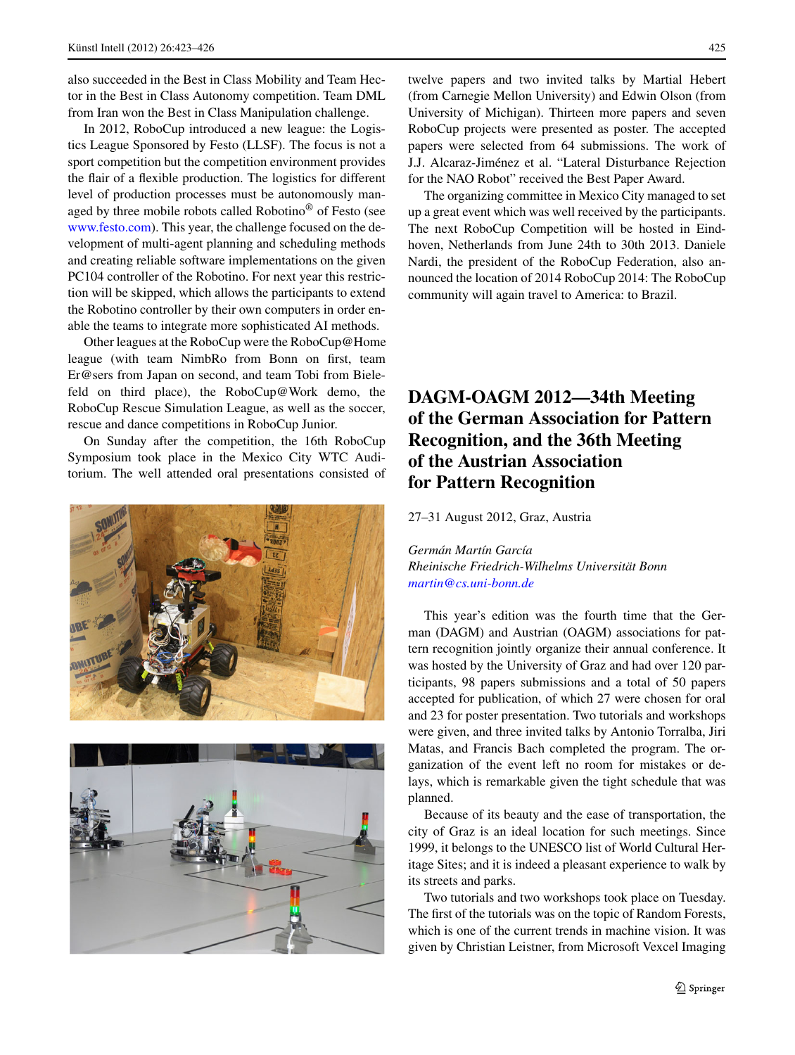also succeeded in the Best in Class Mobility and Team Hector in the Best in Class Autonomy competition. Team DML from Iran won the Best in Class Manipulation challenge.

In 2012, RoboCup introduced a new league: the Logistics League Sponsored by Festo (LLSF). The focus is not a sport competition but the competition environment provides the flair of a flexible production. The logistics for different level of production processes must be autonomously managed by three mobile robots called Robotino® of Festo (see www.festo.com). This year, the challenge focused on the development of multi-agent planning and scheduling methods and creating reliable software implementations on the given PC104 controller of the Robotino. For next year this restriction will be skipped, which allows the participants to extend the Robotino controller by their own computers in order enable the teams to integrate more sophisticated AI methods.

Other leagues at the RoboCup were the RoboCup@Home league (with team NimbRo from Bonn on first, team Er@sers from Japan on second, and team Tobi from Bielefeld on third place), the RoboCup@Work demo, the RoboCup Rescue Simulation League, as well as the soccer, rescue and dance competitions in RoboCup Junior.

On Sunday after the competition, the 16th RoboCup Symposium took place in the Mexico City WTC Auditorium. The well attended oral presentations consisted of twelve papers and two invited talks by Martial Hebert (from Carnegie Mellon University) and Edwin Olson (from University of Michigan). Thirteen more papers and seven RoboCup projects were presented as poster. The accepted papers were selected from 64 submissions. The work of J.J. Alcaraz-Jiménez et al. "Lateral Disturbance Rejection for the NAO Robot" received the Best Paper Award.

The organizing committee in Mexico City managed to set up a great event which was well received by the participants. The next RoboCup Competition will be hosted in Eindhoven, Netherlands from June 24th to 30th 2013. Daniele Nardi, the president of the RoboCup Federation, also announced the location of 2014 RoboCup 2014: The RoboCup community will again travel to America: to Brazil.

# DAGM-OAGM 2012—34th Meeting of the German Association for Pattern Recognition, and the 36th Meeting of the Austrian Association for Pattern Recognition

27–31 August 2012, Graz, Austria

*Germán Martín García*
*Rheinische Friedrich-Wilhelms Universität Bonn*
*martin@cs.uni-bonn.de*

This year's edition was the fourth time that the German (DAGM) and Austrian (OAGM) associations for pattern recognition jointly organize their annual conference. It was hosted by the University of Graz and had over 120 participants, 98 papers submissions and a total of 50 papers accepted for publication, of which 27 were chosen for oral and 23 for poster presentation. Two tutorials and workshops were given, and three invited talks by Antonio Torralba, Jiri Matas, and Francis Bach completed the program. The organization of the event left no room for mistakes or delays, which is remarkable given the tight schedule that was planned.

Because of its beauty and the ease of transportation, the city of Graz is an ideal location for such meetings. Since 1999, it belongs to the UNESCO list of World Cultural Heritage Sites; and it is indeed a pleasant experience to walk by its streets and parks.

Two tutorials and two workshops took place on Tuesday. The first of the tutorials was on the topic of Random Forests, which is one of the current trends in machine vision. It was given by Christian Leistner, from Microsoft Vexcel Imaging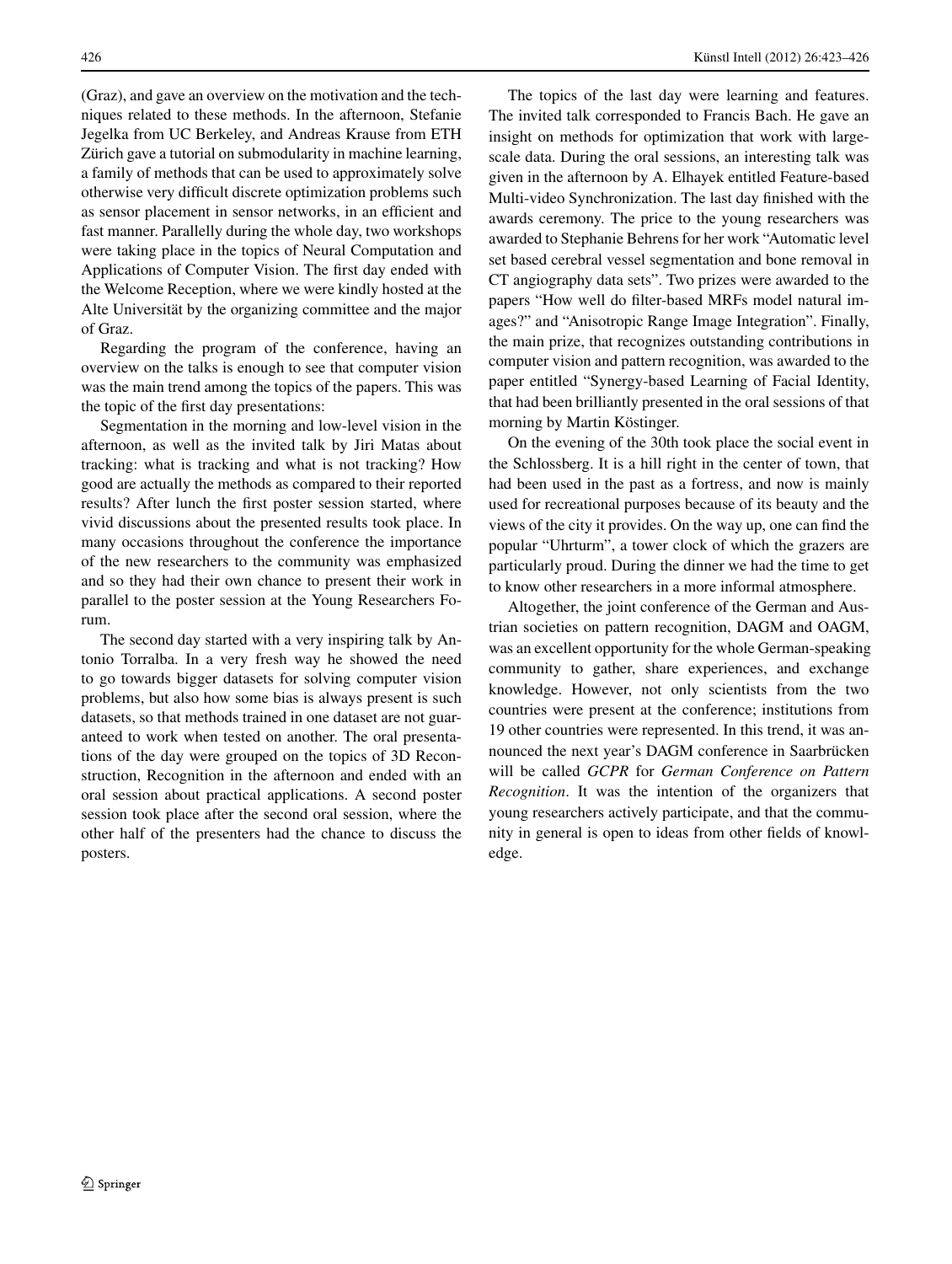(Graz), and gave an overview on the motivation and the techniques related to these methods. In the afternoon, Stefanie Jegelka from UC Berkeley, and Andreas Krause from ETH Zürich gave a tutorial on submodularity in machine learning, a family of methods that can be used to approximately solve otherwise very difficult discrete optimization problems such as sensor placement in sensor networks, in an efficient and fast manner. Parallelly during the whole day, two workshops were taking place in the topics of Neural Computation and Applications of Computer Vision. The first day ended with the Welcome Reception, where we were kindly hosted at the Alte Universität by the organizing committee and the major of Graz.

Regarding the program of the conference, having an overview on the talks is enough to see that computer vision was the main trend among the topics of the papers. This was the topic of the first day presentations:

Segmentation in the morning and low-level vision in the afternoon, as well as the invited talk by Jiri Matas about tracking: what is tracking and what is not tracking? How good are actually the methods as compared to their reported results? After lunch the first poster session started, where vivid discussions about the presented results took place. In many occasions throughout the conference the importance of the new researchers to the community was emphasized and so they had their own chance to present their work in parallel to the poster session at the Young Researchers Forum.

The second day started with a very inspiring talk by Antonio Torralba. In a very fresh way he showed the need to go towards bigger datasets for solving computer vision problems, but also how some bias is always present is such datasets, so that methods trained in one dataset are not guaranteed to work when tested on another. The oral presentations of the day were grouped on the topics of 3D Reconstruction, Recognition in the afternoon and ended with an oral session about practical applications. A second poster session took place after the second oral session, where the other half of the presenters had the chance to discuss the posters.

The topics of the last day were learning and features. The invited talk corresponded to Francis Bach. He gave an insight on methods for optimization that work with large-scale data. During the oral sessions, an interesting talk was given in the afternoon by A. Elhayek entitled Feature-based Multi-video Synchronization. The last day finished with the awards ceremony. The price to the young researchers was awarded to Stephanie Behrens for her work "Automatic level set based cerebral vessel segmentation and bone removal in CT angiography data sets". Two prizes were awarded to the papers "How well do filter-based MRFs model natural images?" and "Anisotropic Range Image Integration". Finally, the main prize, that recognizes outstanding contributions in computer vision and pattern recognition, was awarded to the paper entitled "Synergy-based Learning of Facial Identity, that had been brilliantly presented in the oral sessions of that morning by Martin Köstinger.

On the evening of the 30th took place the social event in the Schlossberg. It is a hill right in the center of town, that had been used in the past as a fortress, and now is mainly used for recreational purposes because of its beauty and the views of the city it provides. On the way up, one can find the popular "Uhrturm", a tower clock of which the grazers are particularly proud. During the dinner we had the time to get to know other researchers in a more informal atmosphere.

Altogether, the joint conference of the German and Austrian societies on pattern recognition, DAGM and OAGM, was an excellent opportunity for the whole German-speaking community to gather, share experiences, and exchange knowledge. However, not only scientists from the two countries were present at the conference; institutions from 19 other countries were represented. In this trend, it was announced the next year's DAGM conference in Saarbrücken will be called *GCPR* for *German Conference on Pattern Recognition*. It was the intention of the organizers that young researchers actively participate, and that the community in general is open to ideas from other fields of knowledge.